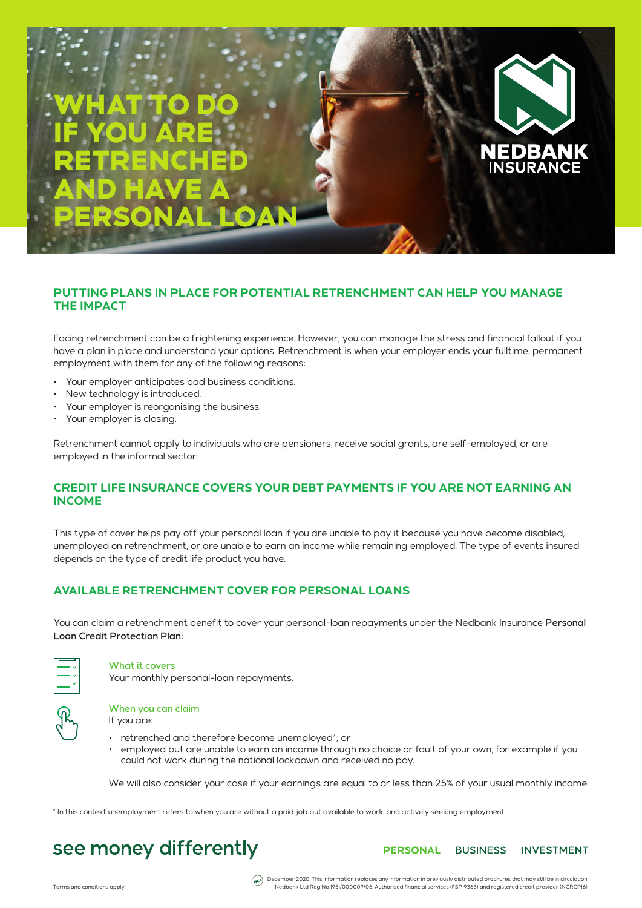# WHAT TO DO IF YOU ARE RETRENCHED AND HAVE A PERSONAL LOAN

NEDBANK INSURANCE

## PUTTING PLANS IN PLACE FOR POTENTIAL RETRENCHMENT CAN HELP YOU MANAGE THE IMPACT

Facing retrenchment can be a frightening experience. However, you can manage the stress and financial fallout if you have a plan in place and understand your options. Retrenchment is when your employer ends your fulltime, permanent employment with them for any of the following reasons:

- Your employer anticipates bad business conditions.
- New technology is introduced.
- Your employer is reorganising the business.
- Your employer is closing.

Retrenchment cannot apply to individuals who are pensioners, receive social grants, are self-employed, or are employed in the informal sector.

## CREDIT LIFE INSURANCE COVERS YOUR DEBT PAYMENTS IF YOU ARE NOT EARNING AN INCOME

This type of cover helps pay off your personal loan if you are unable to pay it because you have become disabled, unemployed on retrenchment, or are unable to earn an income while remaining employed. The type of events insured depends on the type of credit life product you have.

## AVAILABLE RETRENCHMENT COVER FOR PERSONAL LOANS

You can claim a retrenchment benefit to cover your personal-loan repayments under the Nedbank Insurance **Personal Loan Credit Protection Plan**:

### What it covers

Your monthly personal-loan repayments.

### When you can claim

If you are:

- retrenched and therefore become unemployed*; or
- employed but are unable to earn an income through no choice or fault of your own, for example if you could not work during the national lockdown and received no pay.

We will also consider your case if your earnings are equal to or less than 25% of your usual monthly income.

* In this context unemployment refers to when you are without a paid job but available to work, and actively seeking employment.

see money differently

PERSONAL | BUSINESS | INVESTMENT

Terms and conditions apply.

December 2020. This information replaces any information in previously distributed brochures that may still be in circulation. Nedbank Ltd Reg No 1951/000009/06. Authorised financial services (FSP 9363) and registered credit provider (NCRCP16).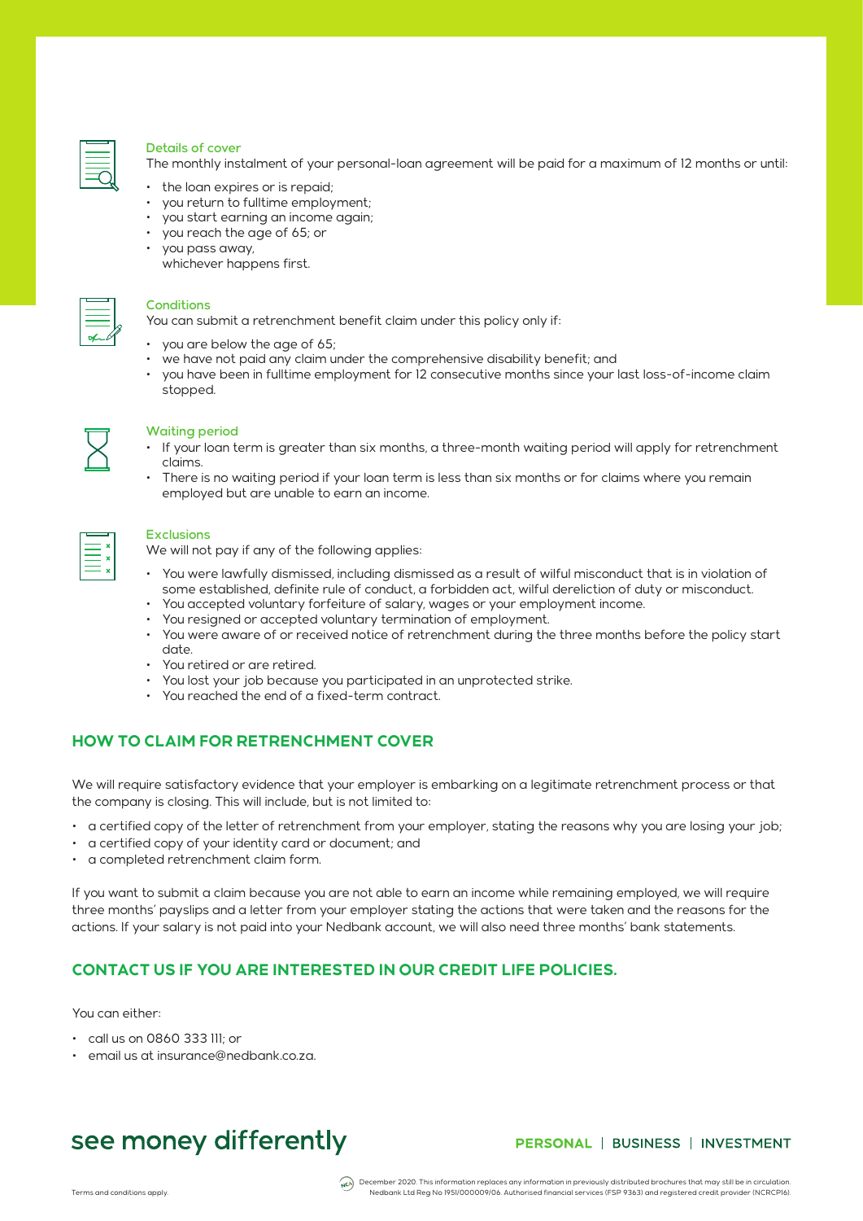### Details of cover

The monthly instalment of your personal-loan agreement will be paid for a maximum of 12 months or until:

- the loan expires or is repaid;
- you return to fulltime employment;
- you start earning an income again;
- you reach the age of 65; or
- you pass away,
  whichever happens first.

### Conditions

You can submit a retrenchment benefit claim under this policy only if:

- you are below the age of 65;
- we have not paid any claim under the comprehensive disability benefit; and
- you have been in fulltime employment for 12 consecutive months since your last loss-of-income claim stopped.

### Waiting period

- If your loan term is greater than six months, a three-month waiting period will apply for retrenchment claims.
- There is no waiting period if your loan term is less than six months or for claims where you remain employed but are unable to earn an income.

### Exclusions

We will not pay if any of the following applies:

- You were lawfully dismissed, including dismissed as a result of wilful misconduct that is in violation of some established, definite rule of conduct, a forbidden act, wilful dereliction of duty or misconduct.
- You accepted voluntary forfeiture of salary, wages or your employment income.
- You resigned or accepted voluntary termination of employment.
- You were aware of or received notice of retrenchment during the three months before the policy start date.
- You retired or are retired.
- You lost your job because you participated in an unprotected strike.
- You reached the end of a fixed-term contract.

## HOW TO CLAIM FOR RETRENCHMENT COVER

We will require satisfactory evidence that your employer is embarking on a legitimate retrenchment process or that the company is closing. This will include, but is not limited to:

- a certified copy of the letter of retrenchment from your employer, stating the reasons why you are losing your job;
- a certified copy of your identity card or document; and
- a completed retrenchment claim form.

If you want to submit a claim because you are not able to earn an income while remaining employed, we will require three months' payslips and a letter from your employer stating the actions that were taken and the reasons for the actions. If your salary is not paid into your Nedbank account, we will also need three months' bank statements.

## CONTACT US IF YOU ARE INTERESTED IN OUR CREDIT LIFE POLICIES.

You can either:

- call us on 0860 333 111; or
- email us at insurance@nedbank.co.za.

see money differently

PERSONAL | BUSINESS | INVESTMENT

Terms and conditions apply.

December 2020. This information replaces any information in previously distributed brochures that may still be in circulation.
Nedbank Ltd Reg No 1951/000009/06. Authorised financial services (FSP 9363) and registered credit provider (NCRCP16).